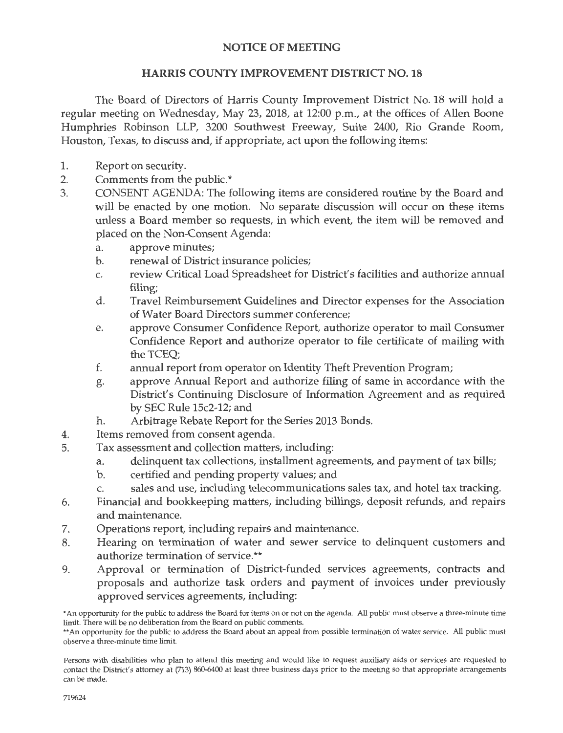# NOTICE OF MEETING

## HARRIS COUNTY IMPROVEMENT DISTRICT NO. 18

The Board of Directors of Harris County Improvement District No. 18 will hold a regular meeting on Wednesday, May 23, 2018, at 12:00 p.m., at the offices of Allen Boone Humphries Robinson LLP, 3200 Southwest Freeway, Suite 2400, Rio Grande Room, Houston, Texas, to discuss and, if appropriate, act upon the following items:

1. Report on security.
2. Comments from the public.*
3. CONSENT AGENDA: The following items are considered routine by the Board and will be enacted by one motion. No separate discussion will occur on these items unless a Board member so requests, in which event, the item will be removed and placed on the Non-Consent Agenda:
   a. approve minutes;
   b. renewal of District insurance policies;
   c. review Critical Load Spreadsheet for District's facilities and authorize annual filing;
   d. Travel Reimbursement Guidelines and Director expenses for the Association of Water Board Directors summer conference;
   e. approve Consumer Confidence Report, authorize operator to mail Consumer Confidence Report and authorize operator to file certificate of mailing with the TCEQ;
   f. annual report from operator on Identity Theft Prevention Program;
   g. approve Annual Report and authorize filing of same in accordance with the District's Continuing Disclosure of Information Agreement and as required by SEC Rule 15c2-12; and
   h. Arbitrage Rebate Report for the Series 2013 Bonds.
4. Items removed from consent agenda.
5. Tax assessment and collection matters, including:
   a. delinquent tax collections, installment agreements, and payment of tax bills;
   b. certified and pending property values; and
   c. sales and use, including telecommunications sales tax, and hotel tax tracking.
6. Financial and bookkeeping matters, including billings, deposit refunds, and repairs and maintenance.
7. Operations report, including repairs and maintenance.
8. Hearing on termination of water and sewer service to delinquent customers and authorize termination of service.**
9. Approval or termination of District-funded services agreements, contracts and proposals and authorize task orders and payment of invoices under previously approved services agreements, including:

*An opportunity for the public to address the Board for items on or not on the agenda. All public must observe a three-minute time limit. There will be no deliberation from the Board on public comments.

**An opportunity for the public to address the Board about an appeal from possible termination of water service. All public must observe a three-minute time limit.

Persons with disabilities who plan to attend this meeting and would like to request auxiliary aids or services are requested to contact the District's attorney at (713) 860-6400 at least three business days prior to the meeting so that appropriate arrangements can be made.

719624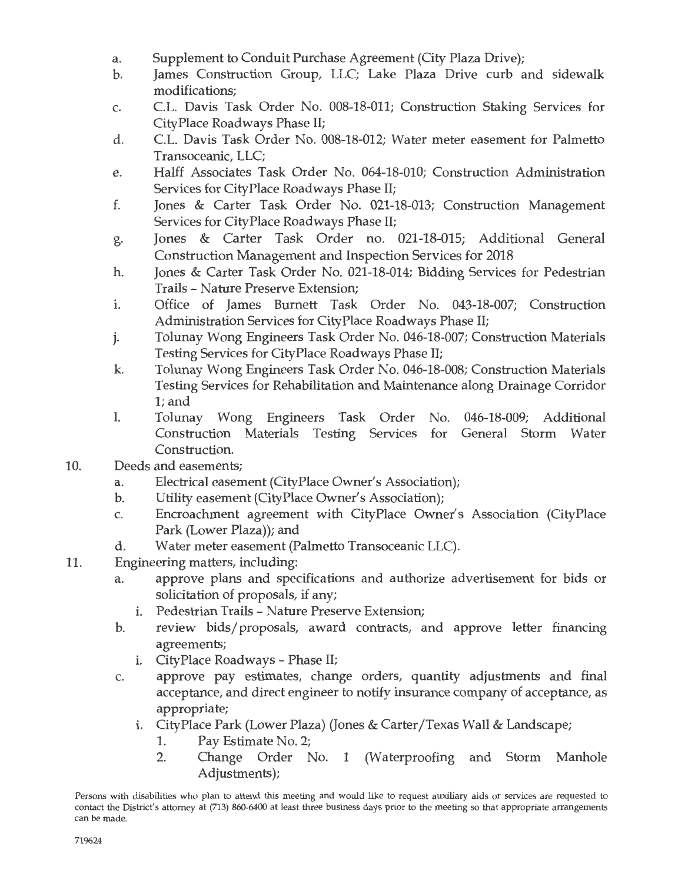a. Supplement to Conduit Purchase Agreement (City Plaza Drive);
b. James Construction Group, LLC; Lake Plaza Drive curb and sidewalk modifications;
c. C.L. Davis Task Order No. 008-18-011; Construction Staking Services for CityPlace Roadways Phase II;
d. C.L. Davis Task Order No. 008-18-012; Water meter easement for Palmetto Transoceanic, LLC;
e. Halff Associates Task Order No. 064-18-010; Construction Administration Services for CityPlace Roadways Phase II;
f. Jones & Carter Task Order No. 021-18-013; Construction Management Services for CityPlace Roadways Phase II;
g. Jones & Carter Task Order no. 021-18-015; Additional General Construction Management and Inspection Services for 2018
h. Jones & Carter Task Order No. 021-18-014; Bidding Services for Pedestrian Trails – Nature Preserve Extension;
i. Office of James Burnett Task Order No. 043-18-007; Construction Administration Services for CityPlace Roadways Phase II;
j. Tolunay Wong Engineers Task Order No. 046-18-007; Construction Materials Testing Services for CityPlace Roadways Phase II;
k. Tolunay Wong Engineers Task Order No. 046-18-008; Construction Materials Testing Services for Rehabilitation and Maintenance along Drainage Corridor 1; and
l. Tolunay Wong Engineers Task Order No. 046-18-009; Additional Construction Materials Testing Services for General Storm Water Construction.

10. Deeds and easements;
    a. Electrical easement (CityPlace Owner's Association);
    b. Utility easement (CityPlace Owner's Association);
    c. Encroachment agreement with CityPlace Owner's Association (CityPlace Park (Lower Plaza)); and
    d. Water meter easement (Palmetto Transoceanic LLC).

11. Engineering matters, including:
    a. approve plans and specifications and authorize advertisement for bids or solicitation of proposals, if any;
       i. Pedestrian Trails – Nature Preserve Extension;
    b. review bids/proposals, award contracts, and approve letter financing agreements;
       i. CityPlace Roadways - Phase II;
    c. approve pay estimates, change orders, quantity adjustments and final acceptance, and direct engineer to notify insurance company of acceptance, as appropriate;
       i. CityPlace Park (Lower Plaza) (Jones & Carter/Texas Wall & Landscape;
          1. Pay Estimate No. 2;
          2. Change Order No. 1 (Waterproofing and Storm Manhole Adjustments);

Persons with disabilities who plan to attend this meeting and would like to request auxiliary aids or services are requested to contact the District's attorney at (713) 860-6400 at least three business days prior to the meeting so that appropriate arrangements can be made.

719624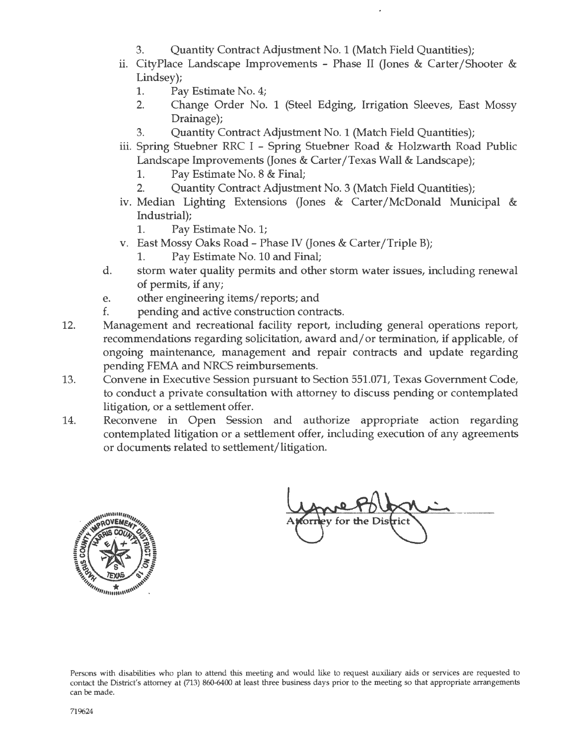3. Quantity Contract Adjustment No. 1 (Match Field Quantities);

ii. CityPlace Landscape Improvements – Phase II (Jones & Carter/Shooter & Lindsey);
   1. Pay Estimate No. 4;
   2. Change Order No. 1 (Steel Edging, Irrigation Sleeves, East Mossy Drainage);
   3. Quantity Contract Adjustment No. 1 (Match Field Quantities);

iii. Spring Stuebner RRC I – Spring Stuebner Road & Holzwarth Road Public Landscape Improvements (Jones & Carter/Texas Wall & Landscape);
   1. Pay Estimate No. 8 & Final;
   2. Quantity Contract Adjustment No. 3 (Match Field Quantities);

iv. Median Lighting Extensions (Jones & Carter/McDonald Municipal & Industrial);
   1. Pay Estimate No. 1;

v. East Mossy Oaks Road – Phase IV (Jones & Carter/Triple B);
   1. Pay Estimate No. 10 and Final;

d. storm water quality permits and other storm water issues, including renewal of permits, if any;

e. other engineering items/reports; and

f. pending and active construction contracts.

12. Management and recreational facility report, including general operations report, recommendations regarding solicitation, award and/or termination, if applicable, of ongoing maintenance, management and repair contracts and update regarding pending FEMA and NRCS reimbursements.

13. Convene in Executive Session pursuant to Section 551.071, Texas Government Code, to conduct a private consultation with attorney to discuss pending or contemplated litigation, or a settlement offer.

14. Reconvene in Open Session and authorize appropriate action regarding contemplated litigation or a settlement offer, including execution of any agreements or documents related to settlement/litigation.

HARRIS COUNTY IMPROVEMENT DISTRICT NO. 18 — HARRIS COUNTY, TEXAS

Attorney for the District

Persons with disabilities who plan to attend this meeting and would like to request auxiliary aids or services are requested to contact the District's attorney at (713) 860-6400 at least three business days prior to the meeting so that appropriate arrangements can be made.

719624